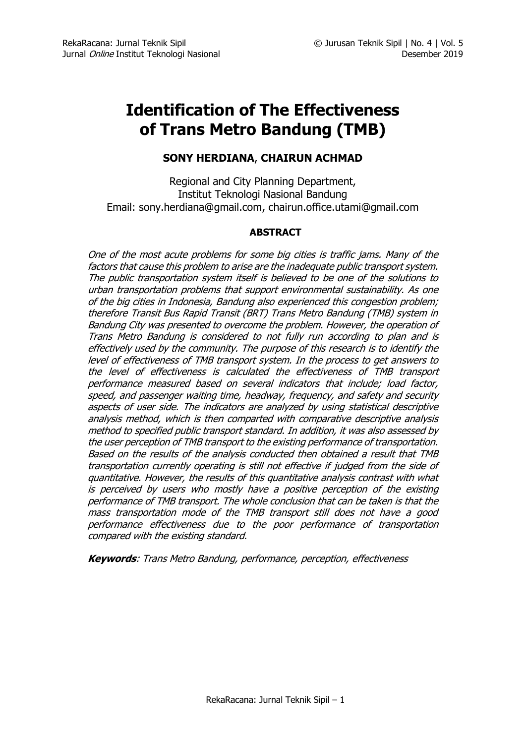# Identification of The Effectiveness of Trans Metro Bandung (TMB)

**SONY HERDIANA**, **CHAIRUN ACHMAD**

Regional and City Planning Department,
Institut Teknologi Nasional Bandung
Email: sony.herdiana@gmail.com, chairun.office.utami@gmail.com

## ABSTRACT

*One of the most acute problems for some big cities is traffic jams. Many of the factors that cause this problem to arise are the inadequate public transport system. The public transportation system itself is believed to be one of the solutions to urban transportation problems that support environmental sustainability. As one of the big cities in Indonesia, Bandung also experienced this congestion problem; therefore Transit Bus Rapid Transit (BRT) Trans Metro Bandung (TMB) system in Bandung City was presented to overcome the problem. However, the operation of Trans Metro Bandung is considered to not fully run according to plan and is effectively used by the community. The purpose of this research is to identify the level of effectiveness of TMB transport system. In the process to get answers to the level of effectiveness is calculated the effectiveness of TMB transport performance measured based on several indicators that include; load factor, speed, and passenger waiting time, headway, frequency, and safety and security aspects of user side. The indicators are analyzed by using statistical descriptive analysis method, which is then comparted with comparative descriptive analysis method to specified public transport standard. In addition, it was also assessed by the user perception of TMB transport to the existing performance of transportation. Based on the results of the analysis conducted then obtained a result that TMB transportation currently operating is still not effective if judged from the side of quantitative. However, the results of this quantitative analysis contrast with what is perceived by users who mostly have a positive perception of the existing performance of TMB transport. The whole conclusion that can be taken is that the mass transportation mode of the TMB transport still does not have a good performance effectiveness due to the poor performance of transportation compared with the existing standard.*

***Keywords****: Trans Metro Bandung, performance, perception, effectiveness*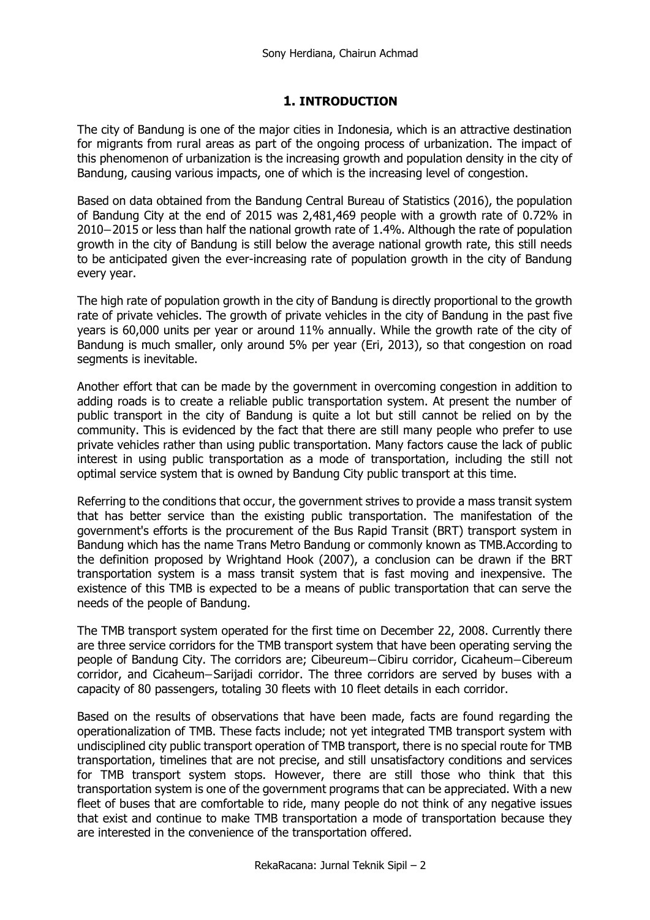## 1. INTRODUCTION

The city of Bandung is one of the major cities in Indonesia, which is an attractive destination for migrants from rural areas as part of the ongoing process of urbanization. The impact of this phenomenon of urbanization is the increasing growth and population density in the city of Bandung, causing various impacts, one of which is the increasing level of congestion.

Based on data obtained from the Bandung Central Bureau of Statistics (2016), the population of Bandung City at the end of 2015 was 2,481,469 people with a growth rate of 0.72% in 2010−2015 or less than half the national growth rate of 1.4%. Although the rate of population growth in the city of Bandung is still below the average national growth rate, this still needs to be anticipated given the ever-increasing rate of population growth in the city of Bandung every year.

The high rate of population growth in the city of Bandung is directly proportional to the growth rate of private vehicles. The growth of private vehicles in the city of Bandung in the past five years is 60,000 units per year or around 11% annually. While the growth rate of the city of Bandung is much smaller, only around 5% per year (Eri, 2013), so that congestion on road segments is inevitable.

Another effort that can be made by the government in overcoming congestion in addition to adding roads is to create a reliable public transportation system. At present the number of public transport in the city of Bandung is quite a lot but still cannot be relied on by the community. This is evidenced by the fact that there are still many people who prefer to use private vehicles rather than using public transportation. Many factors cause the lack of public interest in using public transportation as a mode of transportation, including the still not optimal service system that is owned by Bandung City public transport at this time.

Referring to the conditions that occur, the government strives to provide a mass transit system that has better service than the existing public transportation. The manifestation of the government's efforts is the procurement of the Bus Rapid Transit (BRT) transport system in Bandung which has the name Trans Metro Bandung or commonly known as TMB.According to the definition proposed by Wrightand Hook (2007), a conclusion can be drawn if the BRT transportation system is a mass transit system that is fast moving and inexpensive. The existence of this TMB is expected to be a means of public transportation that can serve the needs of the people of Bandung.

The TMB transport system operated for the first time on December 22, 2008. Currently there are three service corridors for the TMB transport system that have been operating serving the people of Bandung City. The corridors are; Cibeureum−Cibiru corridor, Cicaheum−Cibereum corridor, and Cicaheum−Sarijadi corridor. The three corridors are served by buses with a capacity of 80 passengers, totaling 30 fleets with 10 fleet details in each corridor.

Based on the results of observations that have been made, facts are found regarding the operationalization of TMB. These facts include; not yet integrated TMB transport system with undisciplined city public transport operation of TMB transport, there is no special route for TMB transportation, timelines that are not precise, and still unsatisfactory conditions and services for TMB transport system stops. However, there are still those who think that this transportation system is one of the government programs that can be appreciated. With a new fleet of buses that are comfortable to ride, many people do not think of any negative issues that exist and continue to make TMB transportation a mode of transportation because they are interested in the convenience of the transportation offered.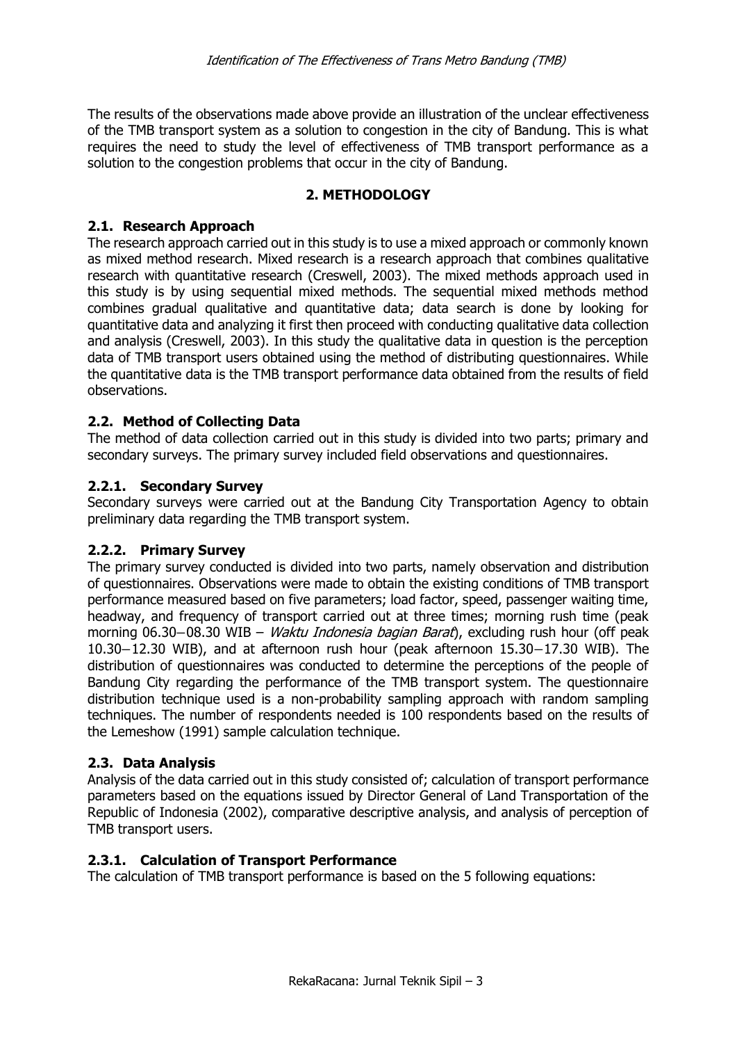The results of the observations made above provide an illustration of the unclear effectiveness of the TMB transport system as a solution to congestion in the city of Bandung. This is what requires the need to study the level of effectiveness of TMB transport performance as a solution to the congestion problems that occur in the city of Bandung.

## 2. METHODOLOGY

### 2.1. Research Approach

The research approach carried out in this study is to use a mixed approach or commonly known as mixed method research. Mixed research is a research approach that combines qualitative research with quantitative research (Creswell, 2003). The mixed methods approach used in this study is by using sequential mixed methods. The sequential mixed methods method combines gradual qualitative and quantitative data; data search is done by looking for quantitative data and analyzing it first then proceed with conducting qualitative data collection and analysis (Creswell, 2003). In this study the qualitative data in question is the perception data of TMB transport users obtained using the method of distributing questionnaires. While the quantitative data is the TMB transport performance data obtained from the results of field observations.

### 2.2. Method of Collecting Data

The method of data collection carried out in this study is divided into two parts; primary and secondary surveys. The primary survey included field observations and questionnaires.

#### 2.2.1. Secondary Survey

Secondary surveys were carried out at the Bandung City Transportation Agency to obtain preliminary data regarding the TMB transport system.

#### 2.2.2. Primary Survey

The primary survey conducted is divided into two parts, namely observation and distribution of questionnaires. Observations were made to obtain the existing conditions of TMB transport performance measured based on five parameters; load factor, speed, passenger waiting time, headway, and frequency of transport carried out at three times; morning rush time (peak morning 06.30−08.30 WIB – *Waktu Indonesia bagian Barat*), excluding rush hour (off peak 10.30−12.30 WIB), and at afternoon rush hour (peak afternoon 15.30−17.30 WIB). The distribution of questionnaires was conducted to determine the perceptions of the people of Bandung City regarding the performance of the TMB transport system. The questionnaire distribution technique used is a non-probability sampling approach with random sampling techniques. The number of respondents needed is 100 respondents based on the results of the Lemeshow (1991) sample calculation technique.

### 2.3. Data Analysis

Analysis of the data carried out in this study consisted of; calculation of transport performance parameters based on the equations issued by Director General of Land Transportation of the Republic of Indonesia (2002), comparative descriptive analysis, and analysis of perception of TMB transport users.

#### 2.3.1. Calculation of Transport Performance

The calculation of TMB transport performance is based on the 5 following equations: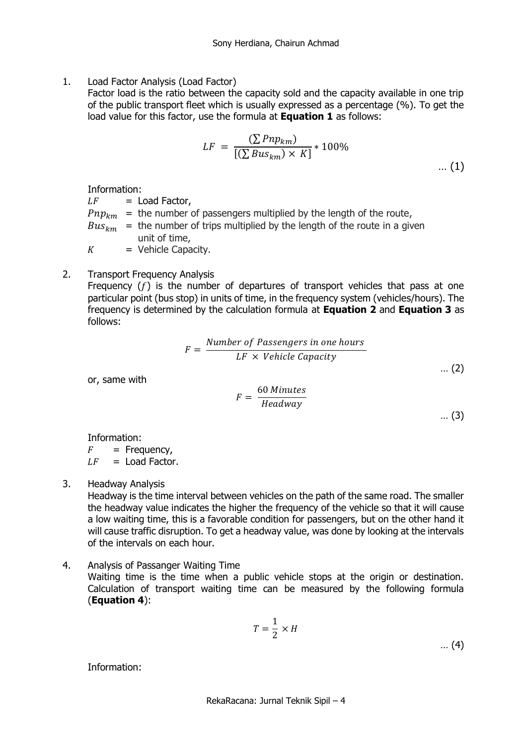1. Load Factor Analysis (Load Factor)

   Factor load is the ratio between the capacity sold and the capacity available in one trip of the public transport fleet which is usually expressed as a percentage (%). To get the load value for this factor, use the formula at **Equation 1** as follows:

$$LF = \frac{(\sum Pnp_{km})}{[(\sum Bus_{km}) \times K]} * 100\% \qquad \ldots (1)$$

   Information:

   $LF$ = Load Factor,

   $Pnp_{km}$ = the number of passengers multiplied by the length of the route,

   $Bus_{km}$ = the number of trips multiplied by the length of the route in a given unit of time,

   $K$ = Vehicle Capacity.

2. Transport Frequency Analysis

   Frequency ($f$) is the number of departures of transport vehicles that pass at one particular point (bus stop) in units of time, in the frequency system (vehicles/hours). The frequency is determined by the calculation formula at **Equation 2** and **Equation 3** as follows:

$$F = \frac{Number\ of\ Passengers\ in\ one\ hours}{LF \times Vehicle\ Capacity} \qquad \ldots (2)$$

   or, same with

$$F = \frac{60\ Minutes}{Headway} \qquad \ldots (3)$$

   Information:

   $F$ = Frequency,

   $LF$ = Load Factor.

3. Headway Analysis

   Headway is the time interval between vehicles on the path of the same road. The smaller the headway value indicates the higher the frequency of the vehicle so that it will cause a low waiting time, this is a favorable condition for passengers, but on the other hand it will cause traffic disruption. To get a headway value, was done by looking at the intervals of the intervals on each hour.

4. Analysis of Passanger Waiting Time

   Waiting time is the time when a public vehicle stops at the origin or destination. Calculation of transport waiting time can be measured by the following formula (**Equation 4**):

$$T = \frac{1}{2} \times H \qquad \ldots (4)$$

   Information: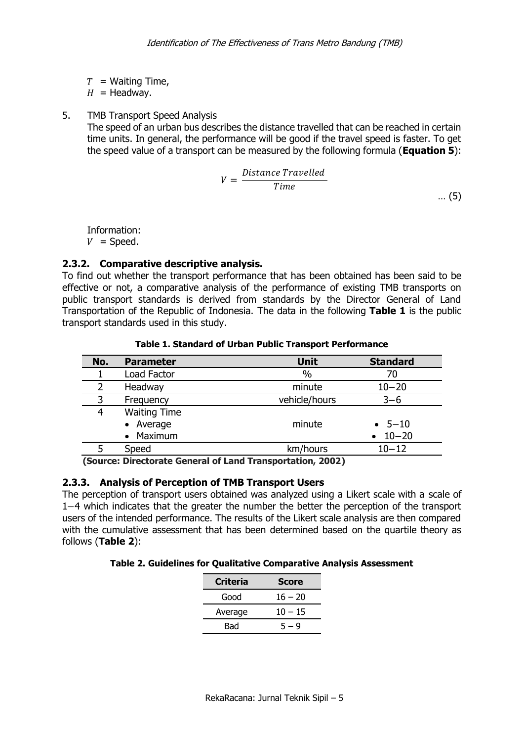$T$ = Waiting Time,
$H$ = Headway.

5. TMB Transport Speed Analysis

   The speed of an urban bus describes the distance travelled that can be reached in certain time units. In general, the performance will be good if the travel speed is faster. To get the speed value of a transport can be measured by the following formula (**Equation 5**):

$$V = \frac{Distance\ Travelled}{Time} \quad \dots (5)$$

   Information:
   $V$ = Speed.

### 2.3.2. Comparative descriptive analysis.

To find out whether the transport performance that has been obtained has been said to be effective or not, a comparative analysis of the performance of existing TMB transports on public transport standards is derived from standards by the Director General of Land Transportation of the Republic of Indonesia. The data in the following **Table 1** is the public transport standards used in this study.

**Table 1. Standard of Urban Public Transport Performance**

| No. | Parameter | Unit | Standard |
|---|---|---|---|
| 1 | Load Factor | % | 70 |
| 2 | Headway | minute | 10−20 |
| 3 | Frequency | vehicle/hours | 3−6 |
| 4 | Waiting Time<br>• Average<br>• Maximum | minute | <br>• 5−10<br>• 10−20 |
| 5 | Speed | km/hours | 10−12 |

**(Source: Directorate General of Land Transportation, 2002)**

### 2.3.3. Analysis of Perception of TMB Transport Users

The perception of transport users obtained was analyzed using a Likert scale with a scale of 1−4 which indicates that the greater the number the better the perception of the transport users of the intended performance. The results of the Likert scale analysis are then compared with the cumulative assessment that has been determined based on the quartile theory as follows (**Table 2**):

**Table 2. Guidelines for Qualitative Comparative Analysis Assessment**

| Criteria | Score |
|---|---|
| Good | 16 − 20 |
| Average | 10 − 15 |
| Bad | 5 − 9 |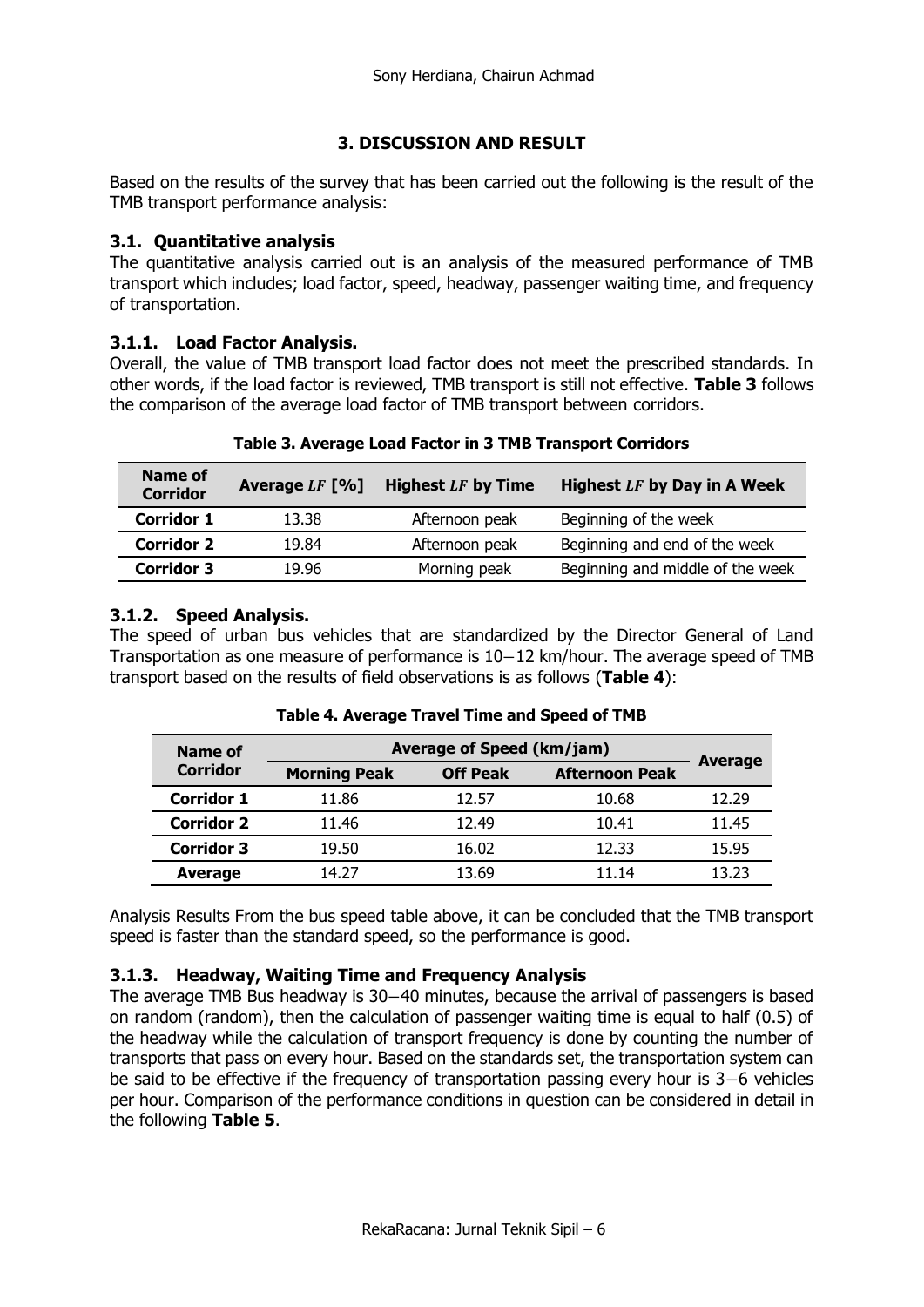## 3. DISCUSSION AND RESULT

Based on the results of the survey that has been carried out the following is the result of the TMB transport performance analysis:

### 3.1. Quantitative analysis

The quantitative analysis carried out is an analysis of the measured performance of TMB transport which includes; load factor, speed, headway, passenger waiting time, and frequency of transportation.

#### 3.1.1. Load Factor Analysis.

Overall, the value of TMB transport load factor does not meet the prescribed standards. In other words, if the load factor is reviewed, TMB transport is still not effective. **Table 3** follows the comparison of the average load factor of TMB transport between corridors.

**Table 3. Average Load Factor in 3 TMB Transport Corridors**

| Name of Corridor | Average $LF$ [%] | Highest $LF$ by Time | Highest $LF$ by Day in A Week |
|---|---|---|---|
| **Corridor 1** | 13.38 | Afternoon peak | Beginning of the week |
| **Corridor 2** | 19.84 | Afternoon peak | Beginning and end of the week |
| **Corridor 3** | 19.96 | Morning peak | Beginning and middle of the week |

#### 3.1.2. Speed Analysis.

The speed of urban bus vehicles that are standardized by the Director General of Land Transportation as one measure of performance is 10−12 km/hour. The average speed of TMB transport based on the results of field observations is as follows (**Table 4**):

**Table 4. Average Travel Time and Speed of TMB**

| Name of Corridor | Average of Speed (km/jam) | | | Average |
|---|---|---|---|---|
| | Morning Peak | Off Peak | Afternoon Peak | |
| **Corridor 1** | 11.86 | 12.57 | 10.68 | 12.29 |
| **Corridor 2** | 11.46 | 12.49 | 10.41 | 11.45 |
| **Corridor 3** | 19.50 | 16.02 | 12.33 | 15.95 |
| **Average** | 14.27 | 13.69 | 11.14 | 13.23 |

Analysis Results From the bus speed table above, it can be concluded that the TMB transport speed is faster than the standard speed, so the performance is good.

#### 3.1.3. Headway, Waiting Time and Frequency Analysis

The average TMB Bus headway is 30−40 minutes, because the arrival of passengers is based on random (random), then the calculation of passenger waiting time is equal to half (0.5) of the headway while the calculation of transport frequency is done by counting the number of transports that pass on every hour. Based on the standards set, the transportation system can be said to be effective if the frequency of transportation passing every hour is 3−6 vehicles per hour. Comparison of the performance conditions in question can be considered in detail in the following **Table 5**.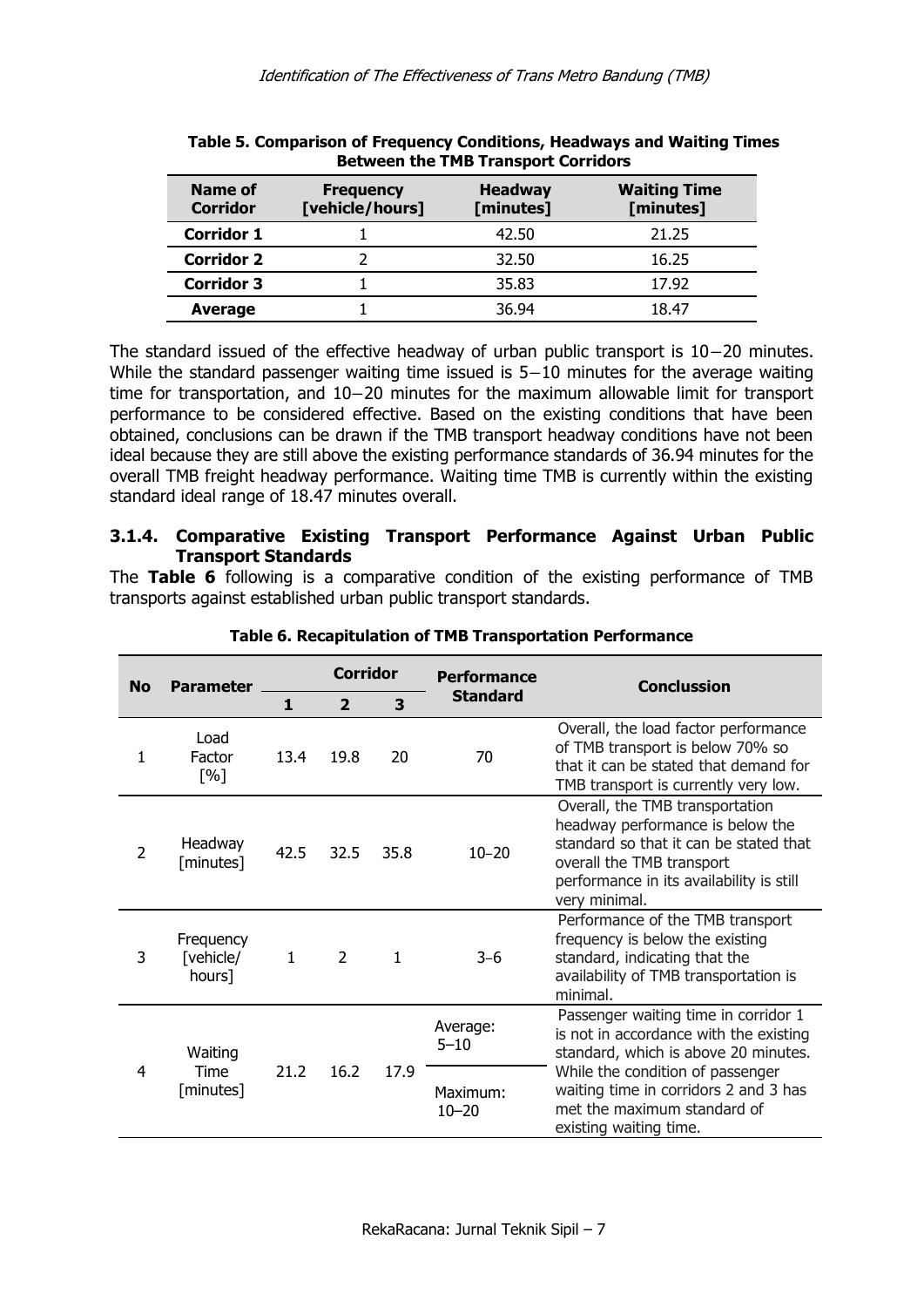**Table 5. Comparison of Frequency Conditions, Headways and Waiting Times Between the TMB Transport Corridors**

| Name of Corridor | Frequency [vehicle/hours] | Headway [minutes] | Waiting Time [minutes] |
|---|---|---|---|
| **Corridor 1** | 1 | 42.50 | 21.25 |
| **Corridor 2** | 2 | 32.50 | 16.25 |
| **Corridor 3** | 1 | 35.83 | 17.92 |
| **Average** | 1 | 36.94 | 18.47 |

The standard issued of the effective headway of urban public transport is 10−20 minutes. While the standard passenger waiting time issued is 5−10 minutes for the average waiting time for transportation, and 10−20 minutes for the maximum allowable limit for transport performance to be considered effective. Based on the existing conditions that have been obtained, conclusions can be drawn if the TMB transport headway conditions have not been ideal because they are still above the existing performance standards of 36.94 minutes for the overall TMB freight headway performance. Waiting time TMB is currently within the existing standard ideal range of 18.47 minutes overall.

### 3.1.4. Comparative Existing Transport Performance Against Urban Public Transport Standards

The **Table 6** following is a comparative condition of the existing performance of TMB transports against established urban public transport standards.

**Table 6. Recapitulation of TMB Transportation Performance**

| No | Parameter | Corridor | | | Performance Standard | Conclussion |
|---|---|---|---|---|---|---|
| | | 1 | 2 | 3 | | |
| 1 | Load Factor [%] | 13.4 | 19.8 | 20 | 70 | Overall, the load factor performance of TMB transport is below 70% so that it can be stated that demand for TMB transport is currently very low. |
| 2 | Headway [minutes] | 42.5 | 32.5 | 35.8 | 10–20 | Overall, the TMB transportation headway performance is below the standard so that it can be stated that overall the TMB transport performance in its availability is still very minimal. |
| 3 | Frequency [vehicle/ hours] | 1 | 2 | 1 | 3–6 | Performance of the TMB transport frequency is below the existing standard, indicating that the availability of TMB transportation is minimal. |
| 4 | Waiting Time [minutes] | 21.2 | 16.2 | 17.9 | Average: 5–10 | Passenger waiting time in corridor 1 is not in accordance with the existing standard, which is above 20 minutes. While the condition of passenger waiting time in corridors 2 and 3 has met the maximum standard of existing waiting time. |
| | | | | | Maximum: 10–20 | |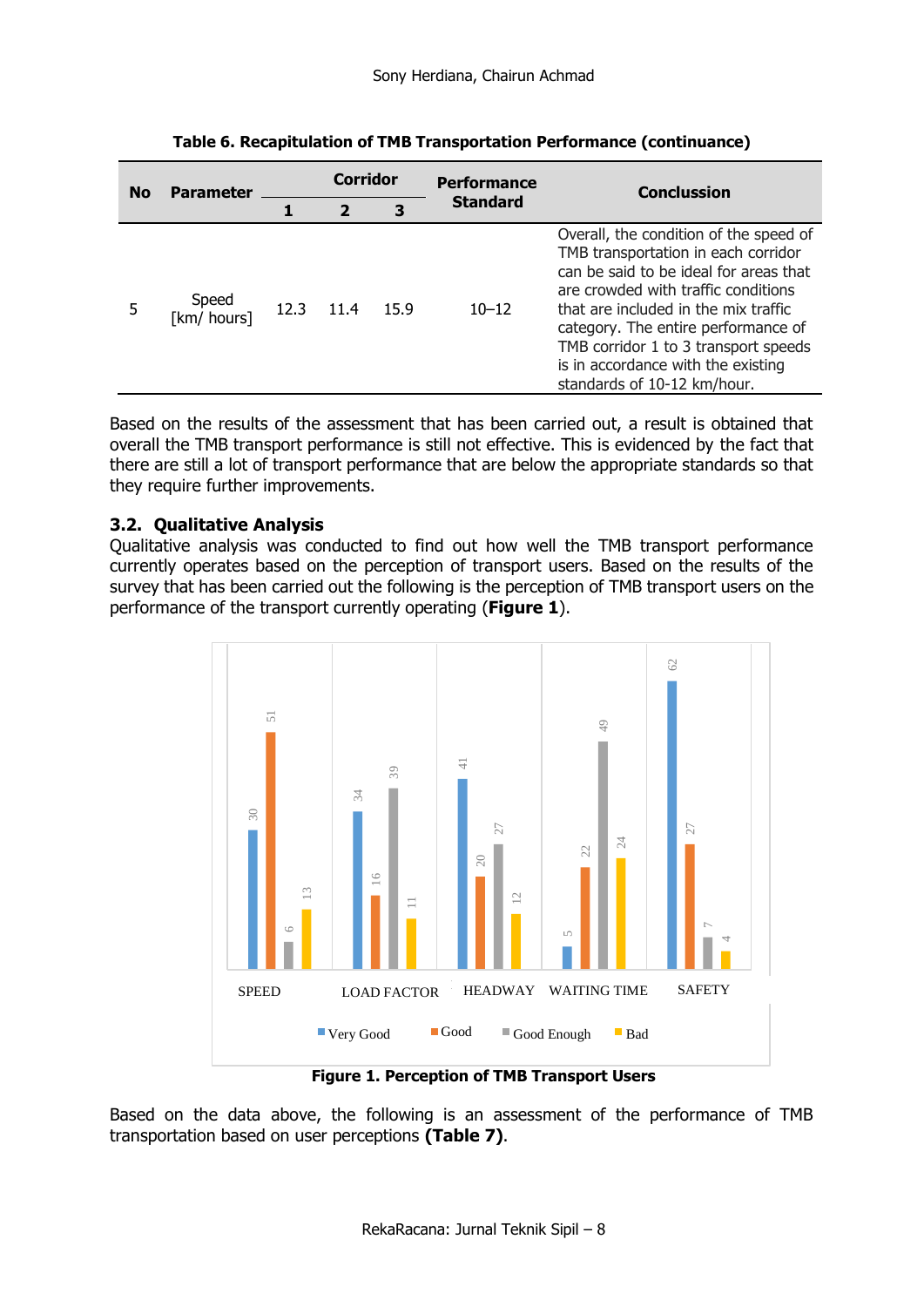**Table 6. Recapitulation of TMB Transportation Performance (continuance)**

| No | Parameter | Corridor | | | Performance Standard | Conclussion |
|---|---|---|---|---|---|---|
| | | 1 | 2 | 3 | | |
| 5 | Speed [km/ hours] | 12.3 | 11.4 | 15.9 | 10–12 | Overall, the condition of the speed of TMB transportation in each corridor can be said to be ideal for areas that are crowded with traffic conditions that are included in the mix traffic category. The entire performance of TMB corridor 1 to 3 transport speeds is in accordance with the existing standards of 10-12 km/hour. |

Based on the results of the assessment that has been carried out, a result is obtained that overall the TMB transport performance is still not effective. This is evidenced by the fact that there are still a lot of transport performance that are below the appropriate standards so that they require further improvements.

### 3.2. Qualitative Analysis

Qualitative analysis was conducted to find out how well the TMB transport performance currently operates based on the perception of transport users. Based on the results of the survey that has been carried out the following is the perception of TMB transport users on the performance of the transport currently operating (**Figure 1**).

30
51
6
13
34
16
39
11
41
20
27
12
5
22
49
24
62
27
7
4

SPEED
LOAD FACTOR
HEADWAY
WAITING TIME
SAFETY

Very Good
Good
Good Enough
Bad

**Figure 1. Perception of TMB Transport Users**

Based on the data above, the following is an assessment of the performance of TMB transportation based on user perceptions **(Table 7)**.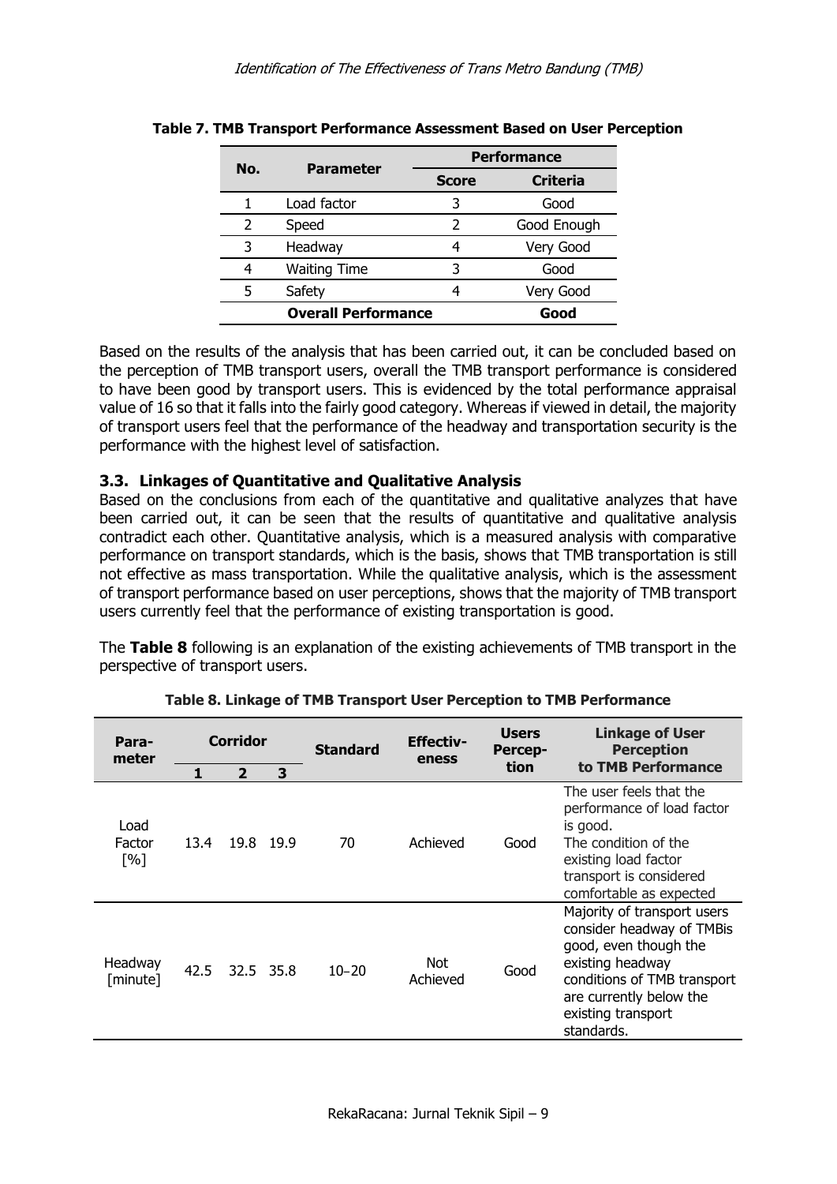**Table 7. TMB Transport Performance Assessment Based on User Perception**

| No. | Parameter | Performance | |
|---|---|---|---|
| | | **Score** | **Criteria** |
| 1 | Load factor | 3 | Good |
| 2 | Speed | 2 | Good Enough |
| 3 | Headway | 4 | Very Good |
| 4 | Waiting Time | 3 | Good |
| 5 | Safety | 4 | Very Good |
| | **Overall Performance** | | **Good** |

Based on the results of the analysis that has been carried out, it can be concluded based on the perception of TMB transport users, overall the TMB transport performance is considered to have been good by transport users. This is evidenced by the total performance appraisal value of 16 so that it falls into the fairly good category. Whereas if viewed in detail, the majority of transport users feel that the performance of the headway and transportation security is the performance with the highest level of satisfaction.

### 3.3. Linkages of Quantitative and Qualitative Analysis

Based on the conclusions from each of the quantitative and qualitative analyzes that have been carried out, it can be seen that the results of quantitative and qualitative analysis contradict each other. Quantitative analysis, which is a measured analysis with comparative performance on transport standards, which is the basis, shows that TMB transportation is still not effective as mass transportation. While the qualitative analysis, which is the assessment of transport performance based on user perceptions, shows that the majority of TMB transport users currently feel that the performance of existing transportation is good.

The **Table 8** following is an explanation of the existing achievements of TMB transport in the perspective of transport users.

**Table 8. Linkage of TMB Transport User Perception to TMB Performance**

| Para-meter | Corridor | | | Standard | Effectiv-eness | Users Percep-tion | Linkage of User Perception to TMB Performance |
|---|---|---|---|---|---|---|---|
| | **1** | **2** | **3** | | | | |
| Load Factor [%] | 13.4 | 19.8 | 19.9 | 70 | Achieved | Good | The user feels that the performance of load factor is good. The condition of the existing load factor transport is considered comfortable as expected |
| Headway [minute] | 42.5 | 32.5 | 35.8 | 10–20 | Not Achieved | Good | Majority of transport users consider headway of TMBis good, even though the existing headway conditions of TMB transport are currently below the existing transport standards. |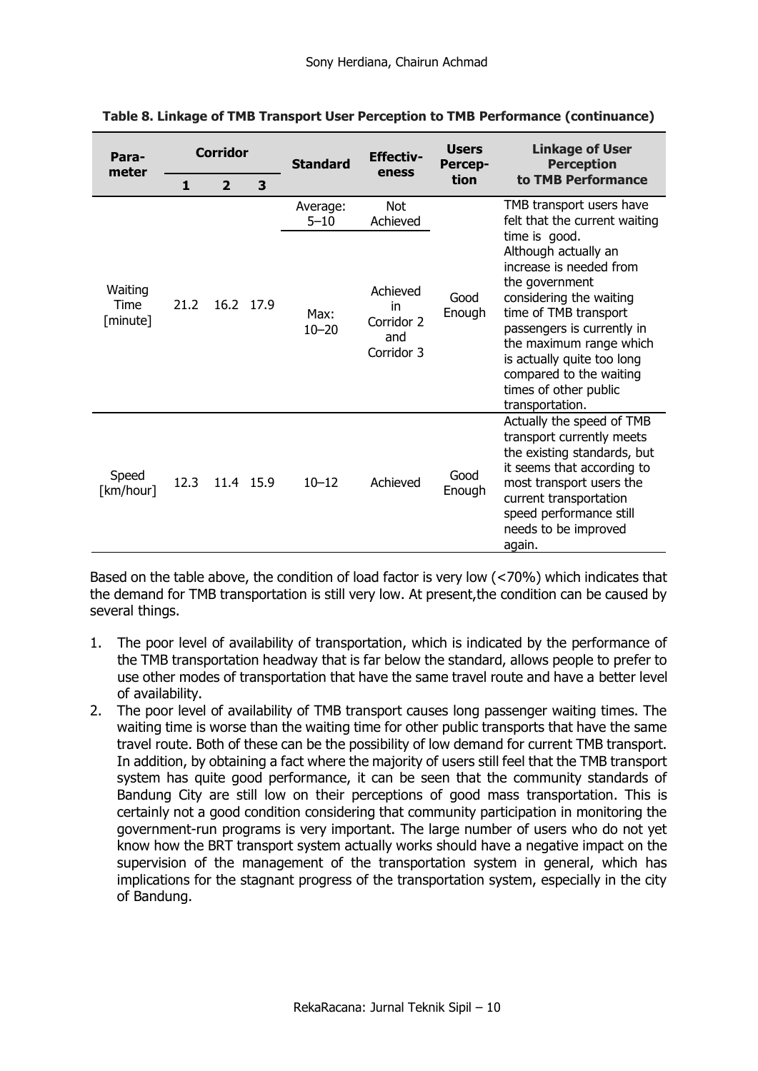**Table 8. Linkage of TMB Transport User Perception to TMB Performance (continuance)**

| Para-meter | Corridor | | | Standard | Effectiv-eness | Users Percep-tion | Linkage of User Perception to TMB Performance |
|---|---|---|---|---|---|---|---|
| | 1 | 2 | 3 | | | | |
| Waiting Time [minute] | 21.2 | 16.2 | 17.9 | Average: 5–10 | Not Achieved | Good Enough | TMB transport users have felt that the current waiting time is good. Although actually an increase is needed from the government considering the waiting time of TMB transport passengers is currently in the maximum range which is actually quite too long compared to the waiting times of other public transportation. |
| | | | | Max: 10–20 | Achieved in Corridor 2 and Corridor 3 | | |
| Speed [km/hour] | 12.3 | 11.4 | 15.9 | 10–12 | Achieved | Good Enough | Actually the speed of TMB transport currently meets the existing standards, but it seems that according to most transport users the current transportation speed performance still needs to be improved again. |

Based on the table above, the condition of load factor is very low (<70%) which indicates that the demand for TMB transportation is still very low. At present,the condition can be caused by several things.

1. The poor level of availability of transportation, which is indicated by the performance of the TMB transportation headway that is far below the standard, allows people to prefer to use other modes of transportation that have the same travel route and have a better level of availability.
2. The poor level of availability of TMB transport causes long passenger waiting times. The waiting time is worse than the waiting time for other public transports that have the same travel route. Both of these can be the possibility of low demand for current TMB transport. In addition, by obtaining a fact where the majority of users still feel that the TMB transport system has quite good performance, it can be seen that the community standards of Bandung City are still low on their perceptions of good mass transportation. This is certainly not a good condition considering that community participation in monitoring the government-run programs is very important. The large number of users who do not yet know how the BRT transport system actually works should have a negative impact on the supervision of the management of the transportation system in general, which has implications for the stagnant progress of the transportation system, especially in the city of Bandung.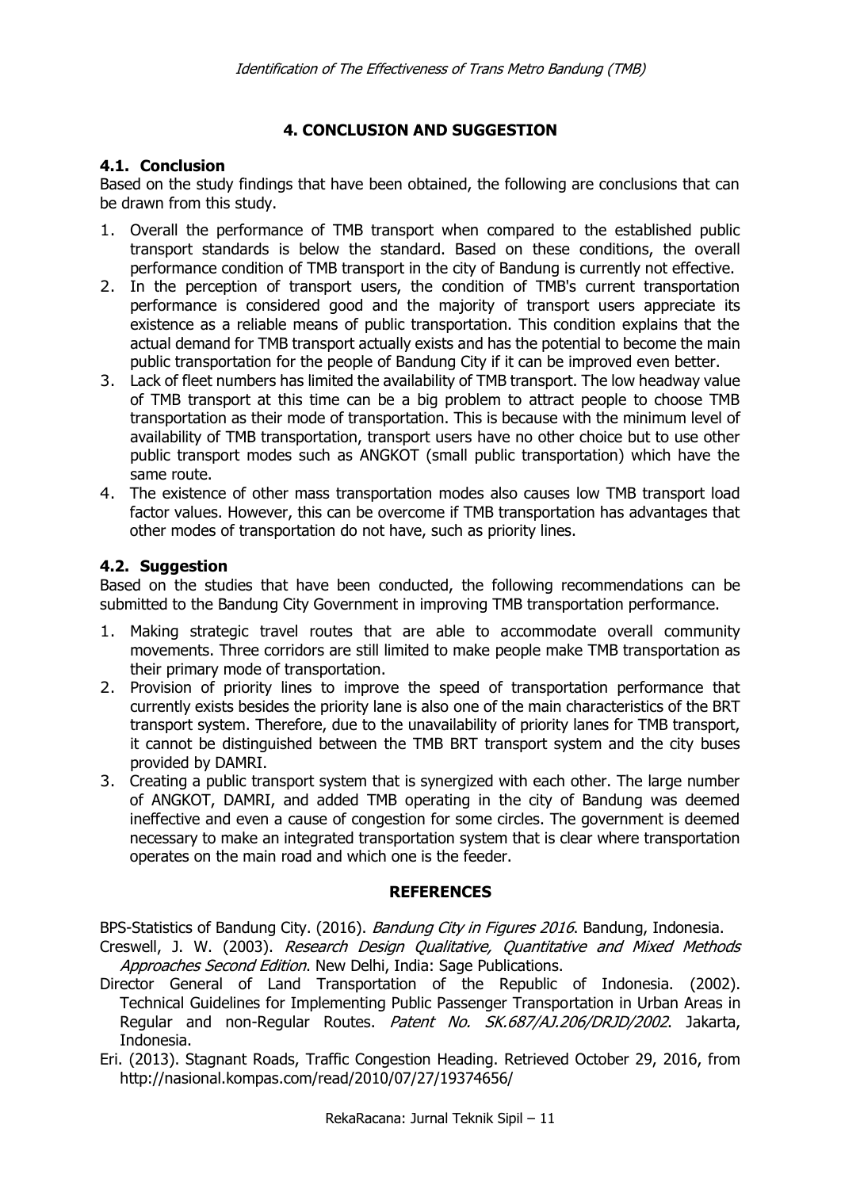## 4. CONCLUSION AND SUGGESTION

### 4.1. Conclusion

Based on the study findings that have been obtained, the following are conclusions that can be drawn from this study.

1. Overall the performance of TMB transport when compared to the established public transport standards is below the standard. Based on these conditions, the overall performance condition of TMB transport in the city of Bandung is currently not effective.
2. In the perception of transport users, the condition of TMB's current transportation performance is considered good and the majority of transport users appreciate its existence as a reliable means of public transportation. This condition explains that the actual demand for TMB transport actually exists and has the potential to become the main public transportation for the people of Bandung City if it can be improved even better.
3. Lack of fleet numbers has limited the availability of TMB transport. The low headway value of TMB transport at this time can be a big problem to attract people to choose TMB transportation as their mode of transportation. This is because with the minimum level of availability of TMB transportation, transport users have no other choice but to use other public transport modes such as ANGKOT (small public transportation) which have the same route.
4. The existence of other mass transportation modes also causes low TMB transport load factor values. However, this can be overcome if TMB transportation has advantages that other modes of transportation do not have, such as priority lines.

### 4.2. Suggestion

Based on the studies that have been conducted, the following recommendations can be submitted to the Bandung City Government in improving TMB transportation performance.

1. Making strategic travel routes that are able to accommodate overall community movements. Three corridors are still limited to make people make TMB transportation as their primary mode of transportation.
2. Provision of priority lines to improve the speed of transportation performance that currently exists besides the priority lane is also one of the main characteristics of the BRT transport system. Therefore, due to the unavailability of priority lanes for TMB transport, it cannot be distinguished between the TMB BRT transport system and the city buses provided by DAMRI.
3. Creating a public transport system that is synergized with each other. The large number of ANGKOT, DAMRI, and added TMB operating in the city of Bandung was deemed ineffective and even a cause of congestion for some circles. The government is deemed necessary to make an integrated transportation system that is clear where transportation operates on the main road and which one is the feeder.

## REFERENCES

BPS-Statistics of Bandung City. (2016). *Bandung City in Figures 2016*. Bandung, Indonesia.

Creswell, J. W. (2003). *Research Design Qualitative, Quantitative and Mixed Methods Approaches Second Edition*. New Delhi, India: Sage Publications.

Director General of Land Transportation of the Republic of Indonesia. (2002). Technical Guidelines for Implementing Public Passenger Transportation in Urban Areas in Regular and non-Regular Routes. *Patent No. SK.687/AJ.206/DRJD/2002*. Jakarta, Indonesia.

Eri. (2013). Stagnant Roads, Traffic Congestion Heading. Retrieved October 29, 2016, from http://nasional.kompas.com/read/2010/07/27/19374656/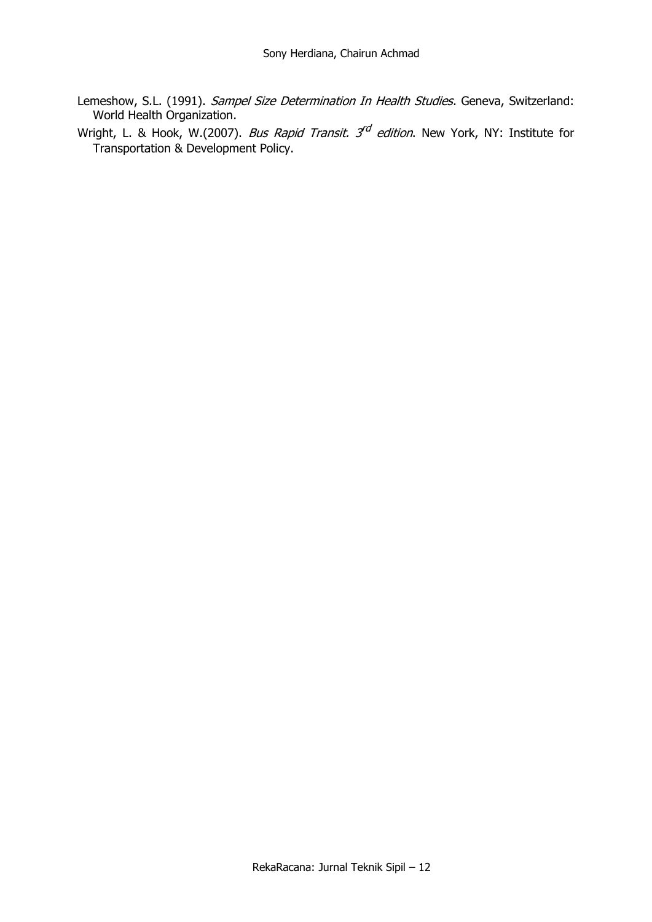Lemeshow, S.L. (1991). *Sampel Size Determination In Health Studies*. Geneva, Switzerland: World Health Organization.

Wright, L. & Hook, W.(2007). *Bus Rapid Transit. 3rd edition*. New York, NY: Institute for Transportation & Development Policy.